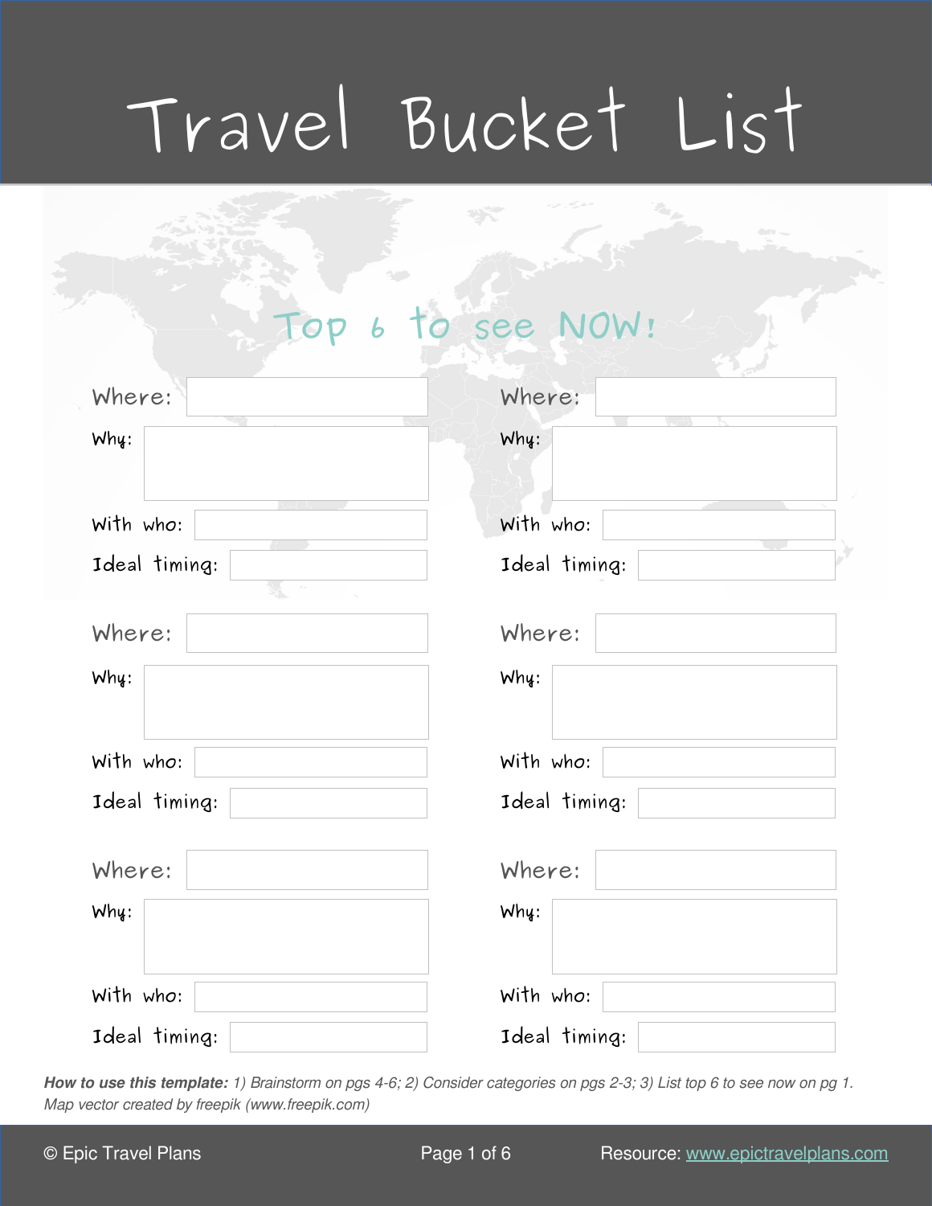# Travel Bucket List

## Top 6 to see NOW!

Where:

Why:

With who:

Ideal timing:

Where:

Why:

With who:

Ideal timing:

Where:

Why:

With who:

Ideal timing:

Where:

Why:

With who:

Ideal timing:

Where:

Why:

With who:

Ideal timing:

Where:

Why:

With who:

Ideal timing:

***How to use this template:*** *1) Brainstorm on pgs 4-6; 2) Consider categories on pgs 2-3; 3) List top 6 to see now on pg 1.*
*Map vector created by freepik (www.freepik.com)*

© Epic Travel Plans

Resource: www.epictravelplans.com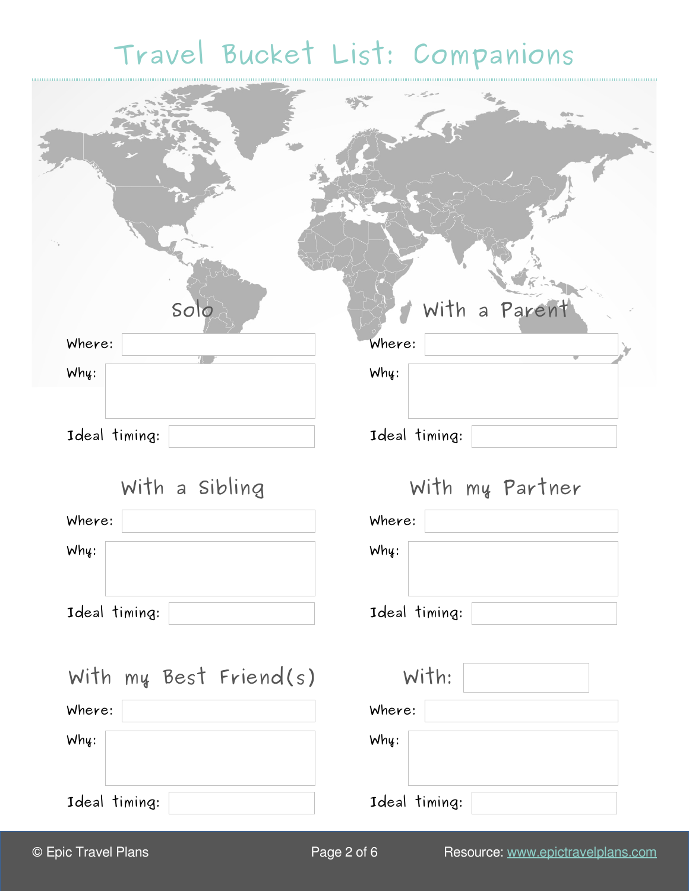# Travel Bucket List: Companions

## Solo

Where:

Why:

Ideal timing:

## With a Parent

Where:

Why:

Ideal timing:

## With a Sibling

Where:

Why:

Ideal timing:

## With my Partner

Where:

Why:

Ideal timing:

## With my Best Friend(s)

Where:

Why:

Ideal timing:

## With:

Where:

Why:

Ideal timing:

© Epic Travel Plans Resource: www.epictravelplans.com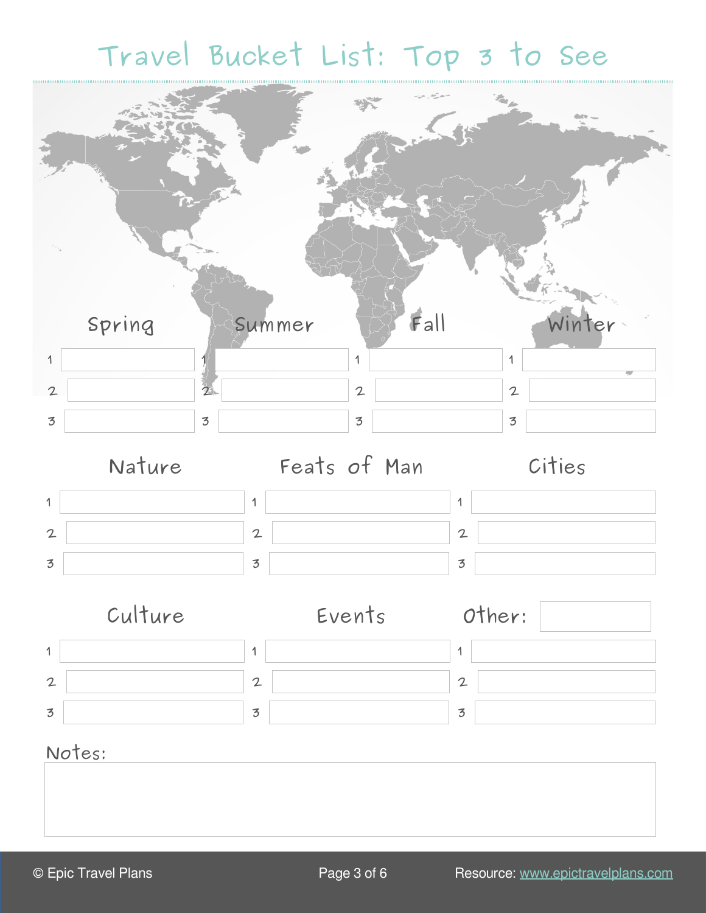# Travel Bucket List: Top 3 to See

| | Spring | Summer | Fall | Winter |
|---|---|---|---|---|
| 1 | | | | |
| 2 | | | | |
| 3 | | | | |

| | Nature | Feats of Man | Cities |
|---|---|---|---|
| 1 | | | |
| 2 | | | |
| 3 | | | |

| | Culture | Events | Other: |
|---|---|---|---|
| 1 | | | |
| 2 | | | |
| 3 | | | |

Notes:

Resource: www.epictravelplans.com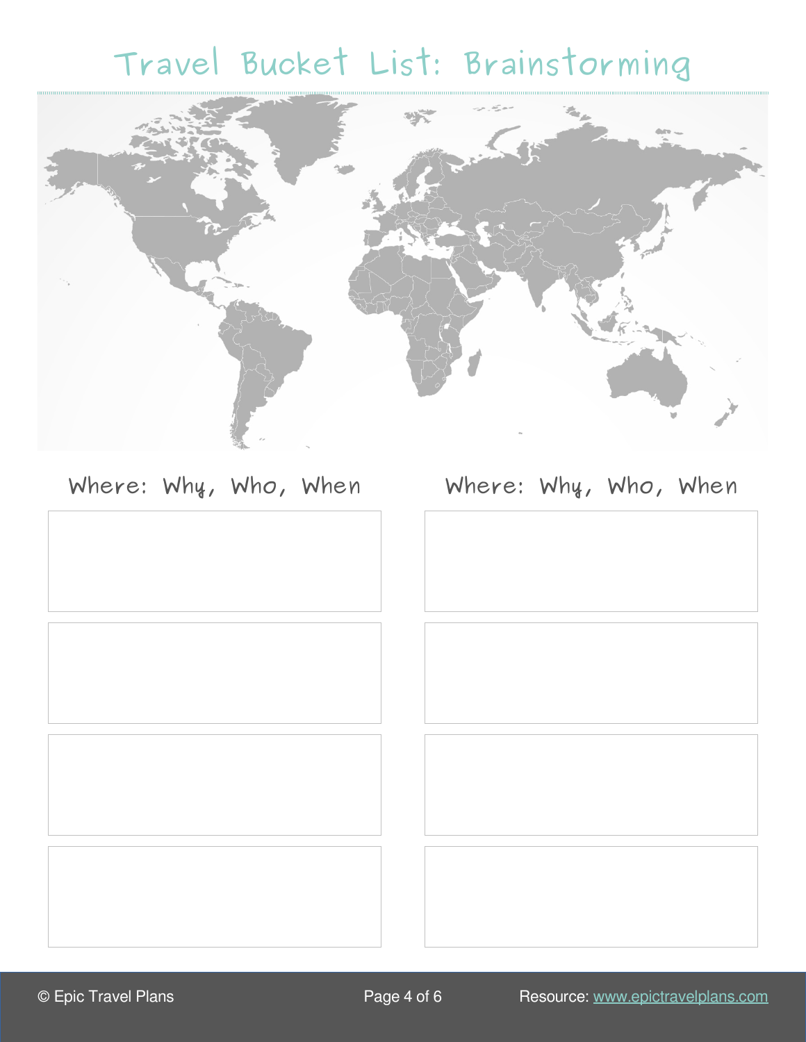# Travel Bucket List: Brainstorming

| Where: Why, Who, When | Where: Why, Who, When |
| --- | --- |
| | |
| | |
| | |
| | |

© Epic Travel Plans

Resource: www.epictravelplans.com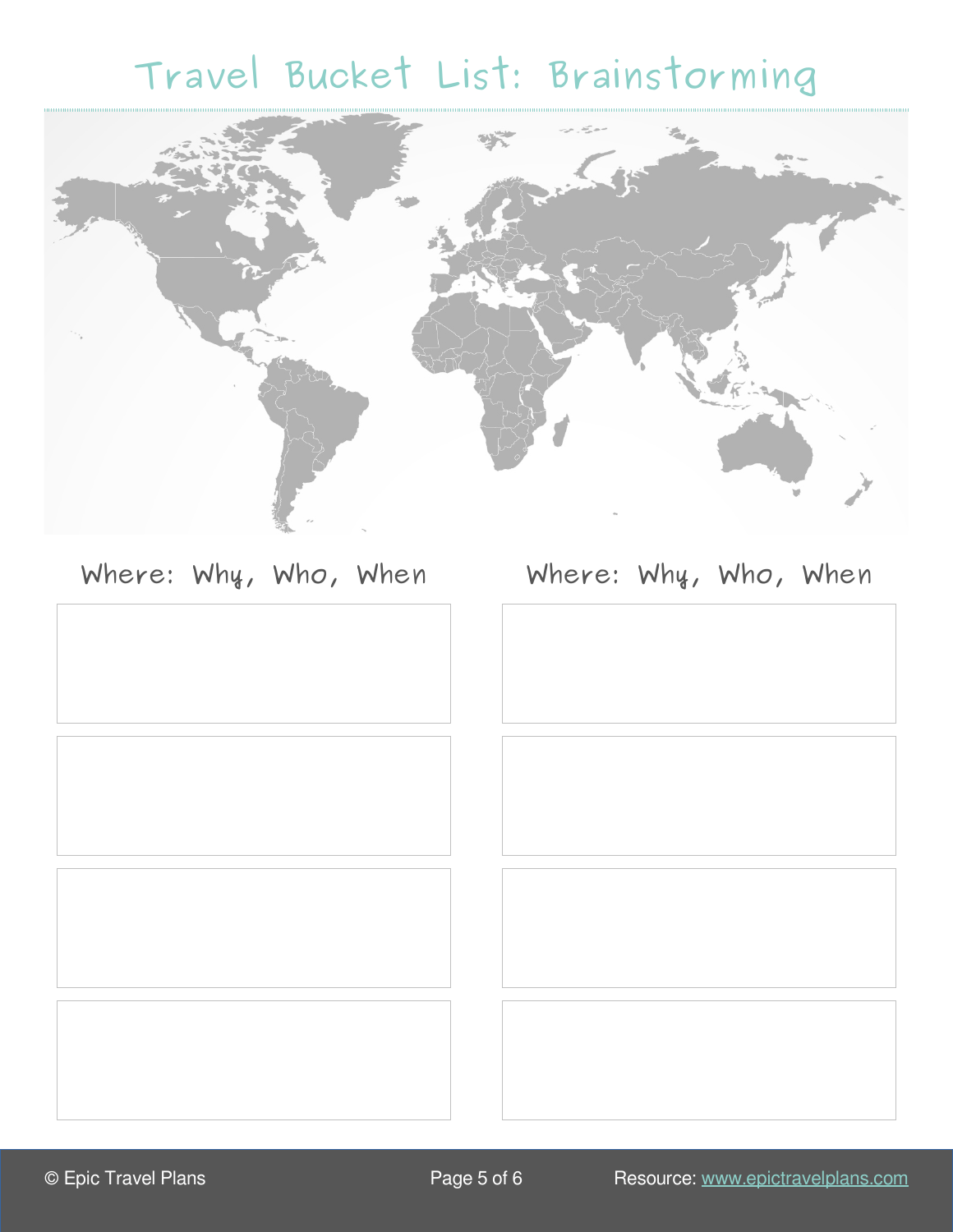# Travel Bucket List: Brainstorming

| Where: Why, Who, When | Where: Why, Who, When |
| --- | --- |
| | |
| | |
| | |
| | |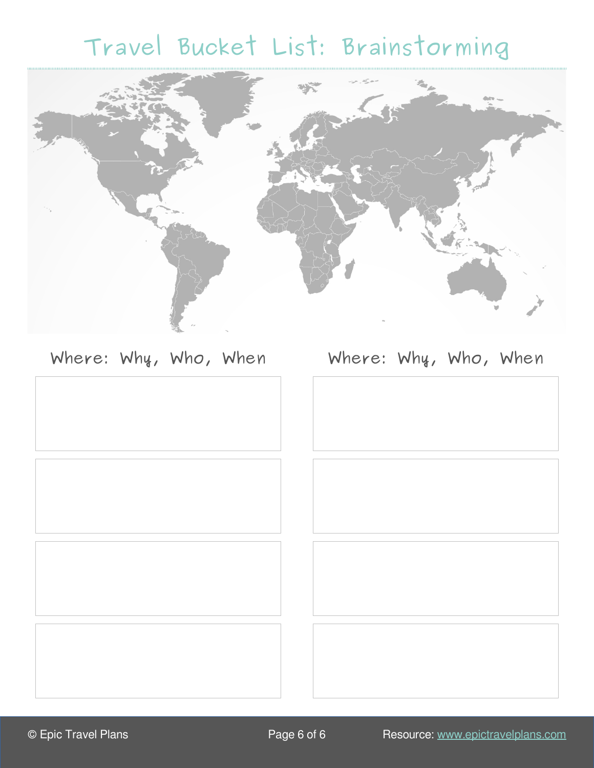# Travel Bucket List: Brainstorming

Where: Why, Who, When

Where: Why, Who, When